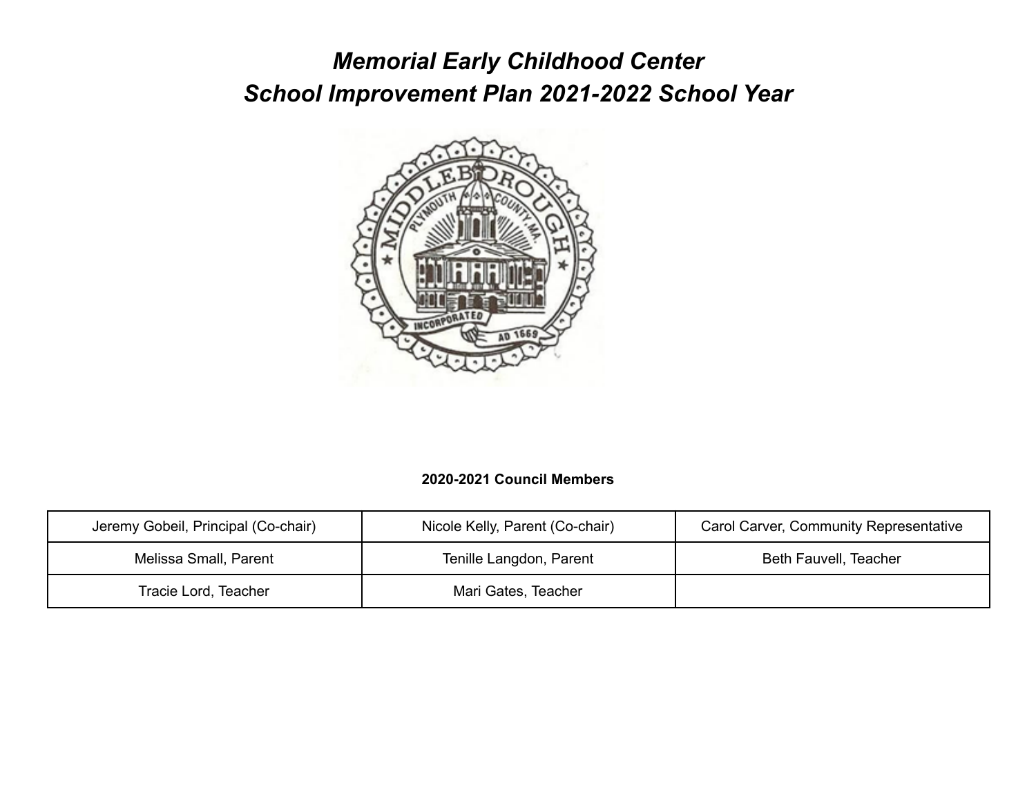# *Memorial Early Childhood Center*
# *School Improvement Plan 2021-2022 School Year*

**2020-2021 Council Members**

| | | |
|---|---|---|
| Jeremy Gobeil, Principal (Co-chair) | Nicole Kelly, Parent (Co-chair) | Carol Carver, Community Representative |
| Melissa Small, Parent | Tenille Langdon, Parent | Beth Fauvell, Teacher |
| Tracie Lord, Teacher | Mari Gates, Teacher | |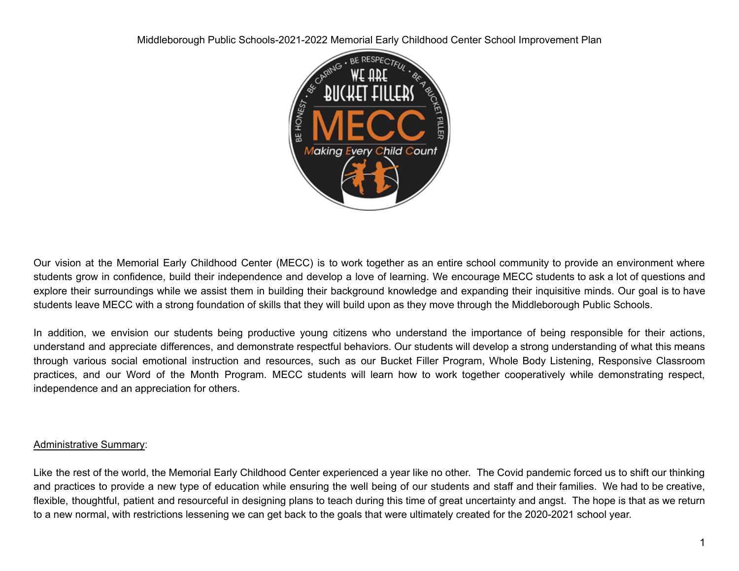Middleborough Public Schools-2021-2022 Memorial Early Childhood Center School Improvement Plan

Our vision at the Memorial Early Childhood Center (MECC) is to work together as an entire school community to provide an environment where students grow in confidence, build their independence and develop a love of learning. We encourage MECC students to ask a lot of questions and explore their surroundings while we assist them in building their background knowledge and expanding their inquisitive minds. Our goal is to have students leave MECC with a strong foundation of skills that they will build upon as they move through the Middleborough Public Schools.

In addition, we envision our students being productive young citizens who understand the importance of being responsible for their actions, understand and appreciate differences, and demonstrate respectful behaviors. Our students will develop a strong understanding of what this means through various social emotional instruction and resources, such as our Bucket Filler Program, Whole Body Listening, Responsive Classroom practices, and our Word of the Month Program. MECC students will learn how to work together cooperatively while demonstrating respect, independence and an appreciation for others.

<u>Administrative Summary</u>:

Like the rest of the world, the Memorial Early Childhood Center experienced a year like no other. The Covid pandemic forced us to shift our thinking and practices to provide a new type of education while ensuring the well being of our students and staff and their families. We had to be creative, flexible, thoughtful, patient and resourceful in designing plans to teach during this time of great uncertainty and angst. The hope is that as we return to a new normal, with restrictions lessening we can get back to the goals that were ultimately created for the 2020-2021 school year.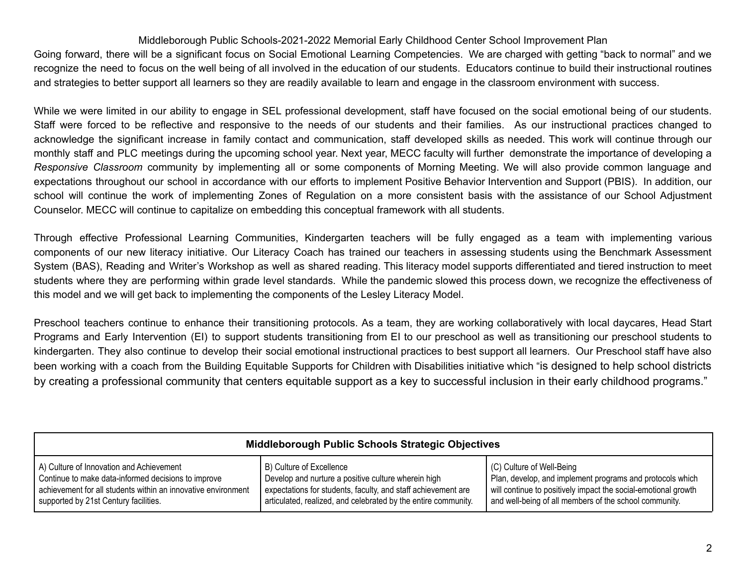Going forward, there will be a significant focus on Social Emotional Learning Competencies. We are charged with getting "back to normal" and we recognize the need to focus on the well being of all involved in the education of our students. Educators continue to build their instructional routines and strategies to better support all learners so they are readily available to learn and engage in the classroom environment with success.

While we were limited in our ability to engage in SEL professional development, staff have focused on the social emotional being of our students. Staff were forced to be reflective and responsive to the needs of our students and their families. As our instructional practices changed to acknowledge the significant increase in family contact and communication, staff developed skills as needed. This work will continue through our monthly staff and PLC meetings during the upcoming school year. Next year, MECC faculty will further demonstrate the importance of developing a *Responsive Classroom* community by implementing all or some components of Morning Meeting. We will also provide common language and expectations throughout our school in accordance with our efforts to implement Positive Behavior Intervention and Support (PBIS). In addition, our school will continue the work of implementing Zones of Regulation on a more consistent basis with the assistance of our School Adjustment Counselor. MECC will continue to capitalize on embedding this conceptual framework with all students.

Through effective Professional Learning Communities, Kindergarten teachers will be fully engaged as a team with implementing various components of our new literacy initiative. Our Literacy Coach has trained our teachers in assessing students using the Benchmark Assessment System (BAS), Reading and Writer's Workshop as well as shared reading. This literacy model supports differentiated and tiered instruction to meet students where they are performing within grade level standards. While the pandemic slowed this process down, we recognize the effectiveness of this model and we will get back to implementing the components of the Lesley Literacy Model.

Preschool teachers continue to enhance their transitioning protocols. As a team, they are working collaboratively with local daycares, Head Start Programs and Early Intervention (EI) to support students transitioning from EI to our preschool as well as transitioning our preschool students to kindergarten. They also continue to develop their social emotional instructional practices to best support all learners. Our Preschool staff have also been working with a coach from the Building Equitable Supports for Children with Disabilities initiative which "is designed to help school districts by creating a professional community that centers equitable support as a key to successful inclusion in their early childhood programs."

| Middleborough Public Schools Strategic Objectives | | |
|---|---|---|
| A) Culture of Innovation and Achievement<br>Continue to make data-informed decisions to improve achievement for all students within an innovative environment supported by 21st Century facilities. | B) Culture of Excellence<br>Develop and nurture a positive culture wherein high expectations for students, faculty, and staff achievement are articulated, realized, and celebrated by the entire community. | (C) Culture of Well-Being<br>Plan, develop, and implement programs and protocols which will continue to positively impact the social-emotional growth and well-being of all members of the school community. |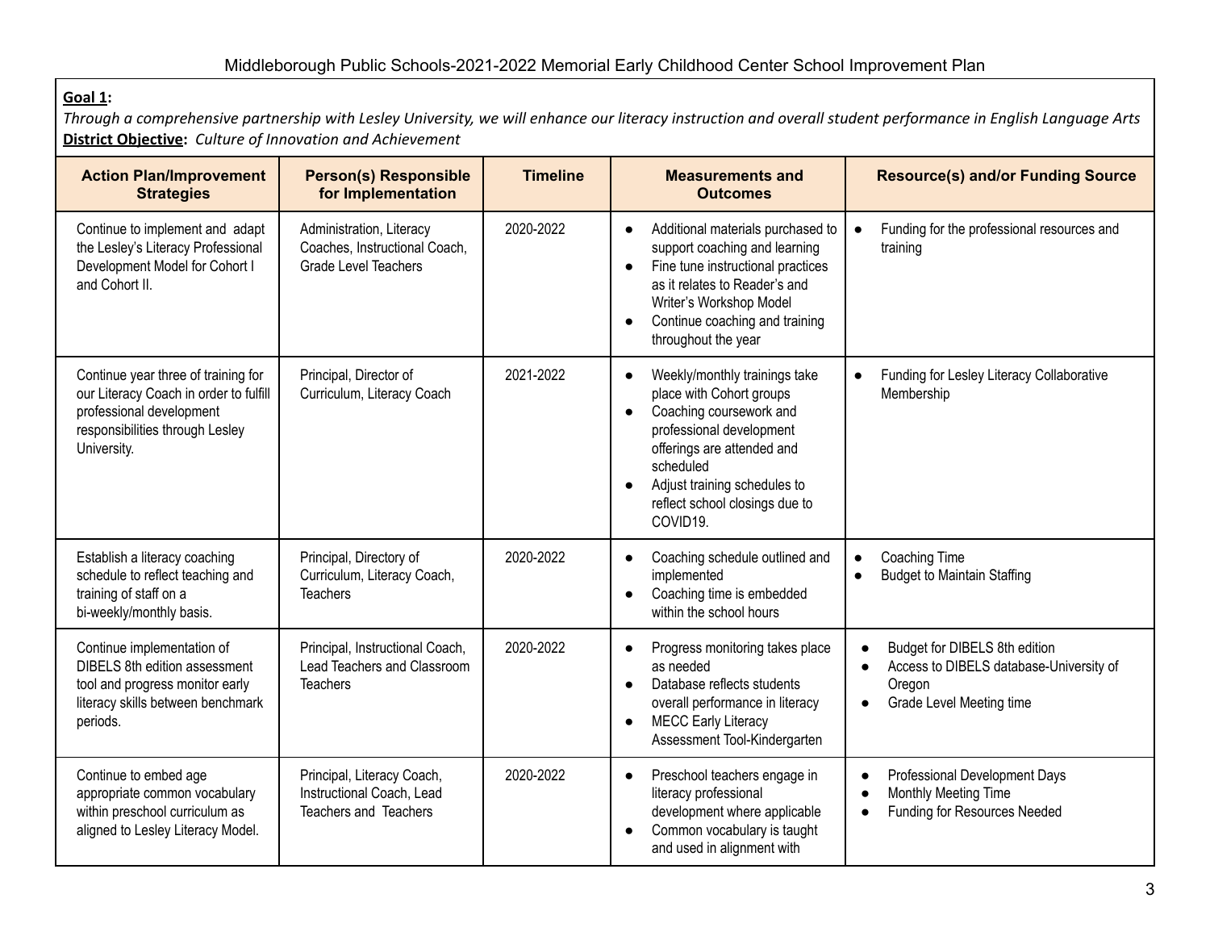Middleborough Public Schools-2021-2022 Memorial Early Childhood Center School Improvement Plan

**Goal 1:**
*Through a comprehensive partnership with Lesley University, we will enhance our literacy instruction and overall student performance in English Language Arts*
**District Objective:** *Culture of Innovation and Achievement*

| Action Plan/Improvement Strategies | Person(s) Responsible for Implementation | Timeline | Measurements and Outcomes | Resource(s) and/or Funding Source |
|---|---|---|---|---|
| Continue to implement and adapt the Lesley's Literacy Professional Development Model for Cohort I and Cohort II. | Administration, Literacy Coaches, Instructional Coach, Grade Level Teachers | 2020-2022 | ● Additional materials purchased to support coaching and learning<br>● Fine tune instructional practices as it relates to Reader's and Writer's Workshop Model<br>● Continue coaching and training throughout the year | ● Funding for the professional resources and training |
| Continue year three of training for our Literacy Coach in order to fulfill professional development responsibilities through Lesley University. | Principal, Director of Curriculum, Literacy Coach | 2021-2022 | ● Weekly/monthly trainings take place with Cohort groups<br>● Coaching coursework and professional development offerings are attended and scheduled<br>● Adjust training schedules to reflect school closings due to COVID19. | ● Funding for Lesley Literacy Collaborative Membership |
| Establish a literacy coaching schedule to reflect teaching and training of staff on a bi-weekly/monthly basis. | Principal, Directory of Curriculum, Literacy Coach, Teachers | 2020-2022 | ● Coaching schedule outlined and implemented<br>● Coaching time is embedded within the school hours | ● Coaching Time<br>● Budget to Maintain Staffing |
| Continue implementation of DIBELS 8th edition assessment tool and progress monitor early literacy skills between benchmark periods. | Principal, Instructional Coach, Lead Teachers and Classroom Teachers | 2020-2022 | ● Progress monitoring takes place as needed<br>● Database reflects students overall performance in literacy<br>● MECC Early Literacy Assessment Tool-Kindergarten | ● Budget for DIBELS 8th edition<br>● Access to DIBELS database-University of Oregon<br>● Grade Level Meeting time |
| Continue to embed age appropriate common vocabulary within preschool curriculum as aligned to Lesley Literacy Model. | Principal, Literacy Coach, Instructional Coach, Lead Teachers and Teachers | 2020-2022 | ● Preschool teachers engage in literacy professional development where applicable<br>● Common vocabulary is taught and used in alignment with | ● Professional Development Days<br>● Monthly Meeting Time<br>● Funding for Resources Needed |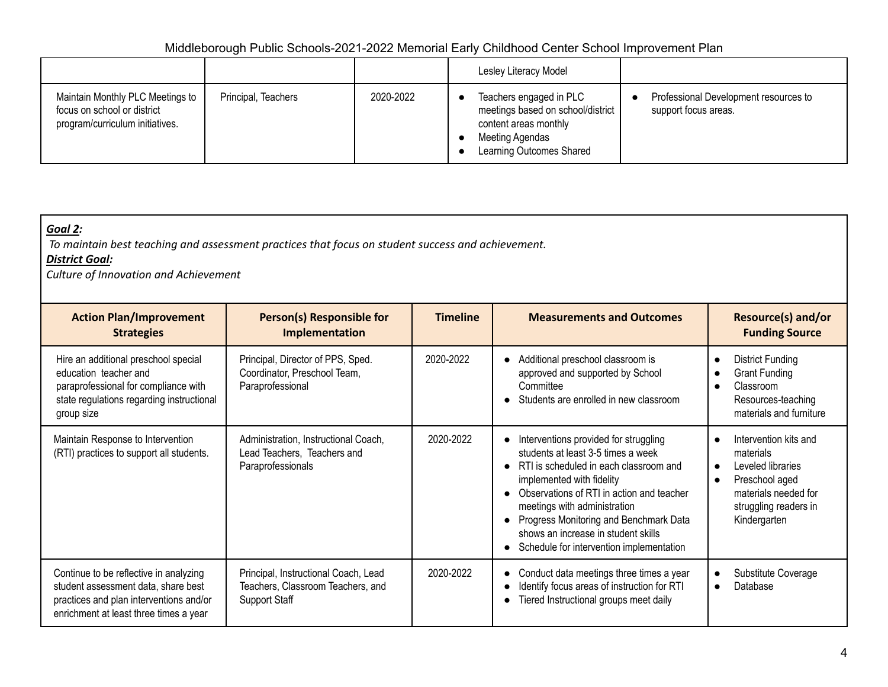| | | | Lesley Literacy Model | |
|---|---|---|---|---|
| Maintain Monthly PLC Meetings to focus on school or district program/curriculum initiatives. | Principal, Teachers | 2020-2022 | • Teachers engaged in PLC meetings based on school/district content areas monthly<br>• Meeting Agendas<br>• Learning Outcomes Shared | • Professional Development resources to support focus areas. |

***Goal 2:***

*To maintain best teaching and assessment practices that focus on student success and achievement.*

***District Goal:***

*Culture of Innovation and Achievement*

| Action Plan/Improvement Strategies | Person(s) Responsible for Implementation | Timeline | Measurements and Outcomes | Resource(s) and/or Funding Source |
|---|---|---|---|---|
| Hire an additional preschool special education teacher and paraprofessional for compliance with state regulations regarding instructional group size | Principal, Director of PPS, Sped. Coordinator, Preschool Team, Paraprofessional | 2020-2022 | • Additional preschool classroom is approved and supported by School Committee<br>• Students are enrolled in new classroom | • District Funding<br>• Grant Funding<br>• Classroom Resources-teaching materials and furniture |
| Maintain Response to Intervention (RTI) practices to support all students. | Administration, Instructional Coach, Lead Teachers, Teachers and Paraprofessionals | 2020-2022 | • Interventions provided for struggling students at least 3-5 times a week<br>• RTI is scheduled in each classroom and implemented with fidelity<br>• Observations of RTI in action and teacher meetings with administration<br>• Progress Monitoring and Benchmark Data shows an increase in student skills<br>• Schedule for intervention implementation | • Intervention kits and materials<br>• Leveled libraries<br>• Preschool aged materials needed for struggling readers in Kindergarten |
| Continue to be reflective in analyzing student assessment data, share best practices and plan interventions and/or enrichment at least three times a year | Principal, Instructional Coach, Lead Teachers, Classroom Teachers, and Support Staff | 2020-2022 | • Conduct data meetings three times a year<br>• Identify focus areas of instruction for RTI<br>• Tiered Instructional groups meet daily | • Substitute Coverage<br>• Database |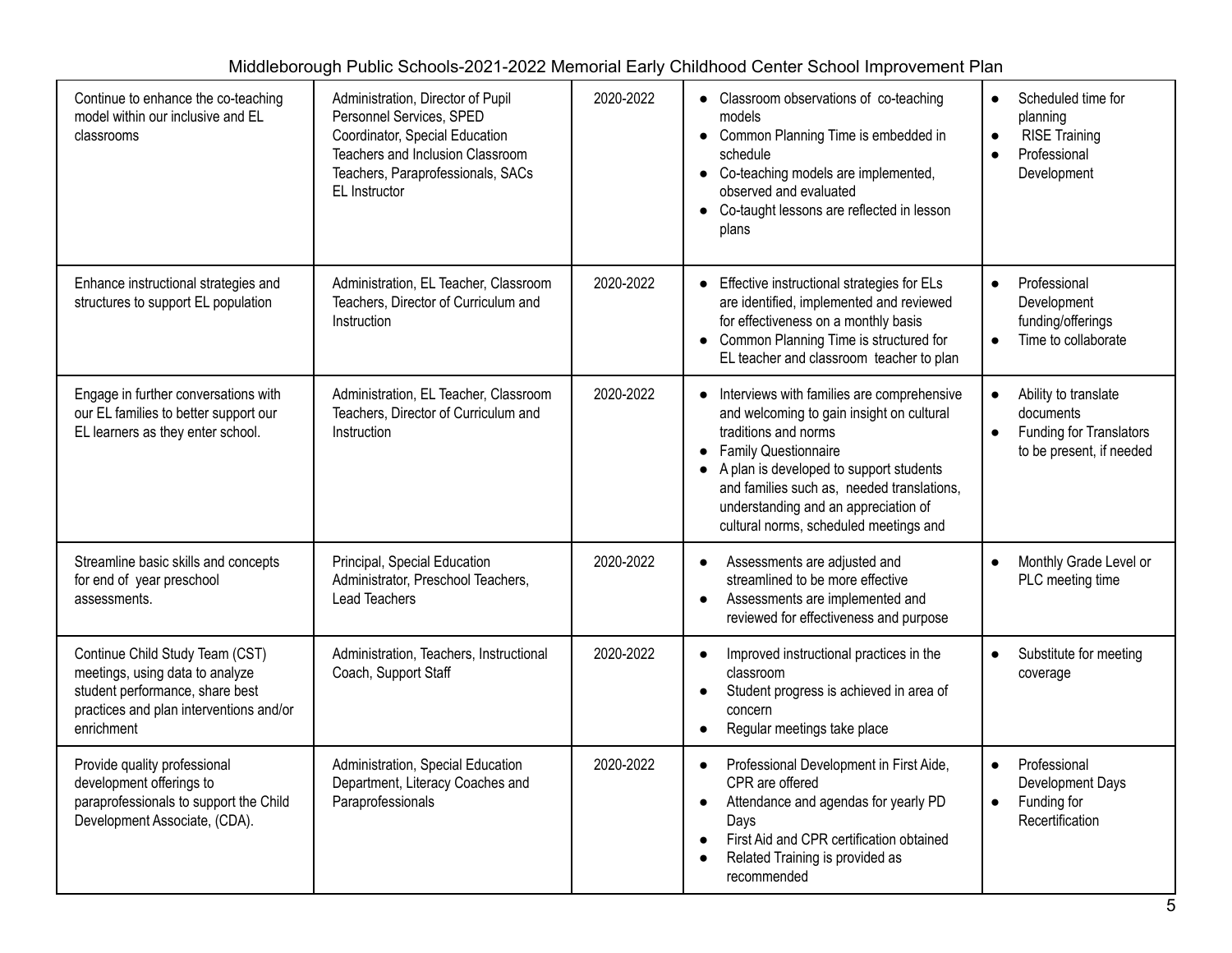| Continue to enhance the co-teaching model within our inclusive and EL classrooms | Administration, Director of Pupil Personnel Services, SPED Coordinator, Special Education Teachers and Inclusion Classroom Teachers, Paraprofessionals, SACs EL Instructor | 2020-2022 | • Classroom observations of co-teaching models<br>• Common Planning Time is embedded in schedule<br>• Co-teaching models are implemented, observed and evaluated<br>• Co-taught lessons are reflected in lesson plans | • Scheduled time for planning<br>• RISE Training<br>• Professional Development |
|---|---|---|---|---|
| Enhance instructional strategies and structures to support EL population | Administration, EL Teacher, Classroom Teachers, Director of Curriculum and Instruction | 2020-2022 | • Effective instructional strategies for ELs are identified, implemented and reviewed for effectiveness on a monthly basis<br>• Common Planning Time is structured for EL teacher and classroom teacher to plan | • Professional Development funding/offerings<br>• Time to collaborate |
| Engage in further conversations with our EL families to better support our EL learners as they enter school. | Administration, EL Teacher, Classroom Teachers, Director of Curriculum and Instruction | 2020-2022 | • Interviews with families are comprehensive and welcoming to gain insight on cultural traditions and norms<br>• Family Questionnaire<br>• A plan is developed to support students and families such as, needed translations, understanding and an appreciation of cultural norms, scheduled meetings and | • Ability to translate documents<br>• Funding for Translators to be present, if needed |
| Streamline basic skills and concepts for end of year preschool assessments. | Principal, Special Education Administrator, Preschool Teachers, Lead Teachers | 2020-2022 | • Assessments are adjusted and streamlined to be more effective<br>• Assessments are implemented and reviewed for effectiveness and purpose | • Monthly Grade Level or PLC meeting time |
| Continue Child Study Team (CST) meetings, using data to analyze student performance, share best practices and plan interventions and/or enrichment | Administration, Teachers, Instructional Coach, Support Staff | 2020-2022 | • Improved instructional practices in the classroom<br>• Student progress is achieved in area of concern<br>• Regular meetings take place | • Substitute for meeting coverage |
| Provide quality professional development offerings to paraprofessionals to support the Child Development Associate, (CDA). | Administration, Special Education Department, Literacy Coaches and Paraprofessionals | 2020-2022 | • Professional Development in First Aide, CPR are offered<br>• Attendance and agendas for yearly PD Days<br>• First Aid and CPR certification obtained<br>• Related Training is provided as recommended | • Professional Development Days<br>• Funding for Recertification |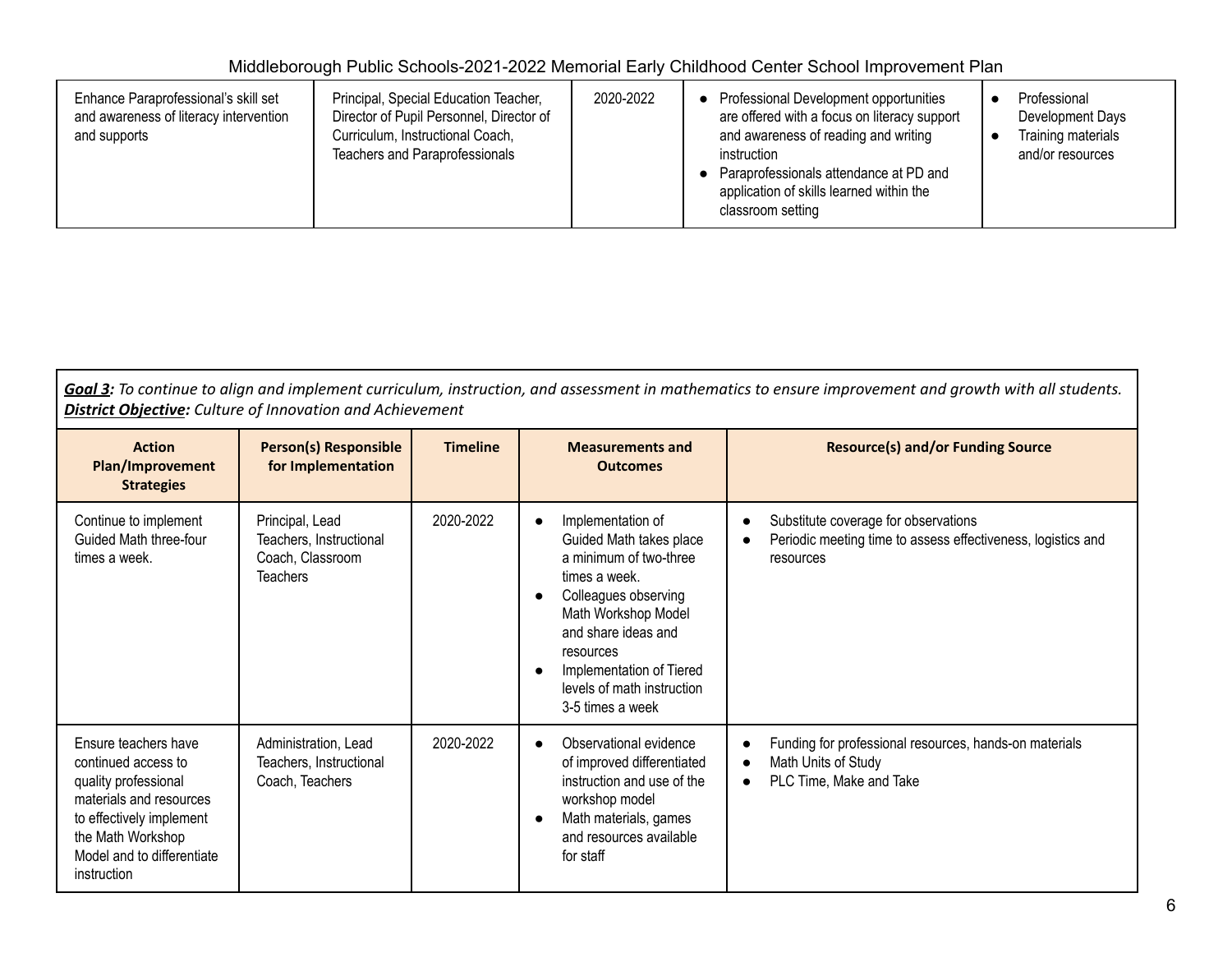| | | | | |
|---|---|---|---|---|
| Enhance Paraprofessional's skill set and awareness of literacy intervention and supports | Principal, Special Education Teacher, Director of Pupil Personnel, Director of Curriculum, Instructional Coach, Teachers and Paraprofessionals | 2020-2022 | • Professional Development opportunities are offered with a focus on literacy support and awareness of reading and writing instruction<br>• Paraprofessionals attendance at PD and application of skills learned within the classroom setting | • Professional Development Days<br>• Training materials and/or resources |

***Goal 3**: To continue to align and implement curriculum, instruction, and assessment in mathematics to ensure improvement and growth with all students.*
***District Objective**: Culture of Innovation and Achievement*

| Action Plan/Improvement Strategies | Person(s) Responsible for Implementation | Timeline | Measurements and Outcomes | Resource(s) and/or Funding Source |
|---|---|---|---|---|
| Continue to implement Guided Math three-four times a week. | Principal, Lead Teachers, Instructional Coach, Classroom Teachers | 2020-2022 | • Implementation of Guided Math takes place a minimum of two-three times a week.<br>• Colleagues observing Math Workshop Model and share ideas and resources<br>• Implementation of Tiered levels of math instruction 3-5 times a week | • Substitute coverage for observations<br>• Periodic meeting time to assess effectiveness, logistics and resources |
| Ensure teachers have continued access to quality professional materials and resources to effectively implement the Math Workshop Model and to differentiate instruction | Administration, Lead Teachers, Instructional Coach, Teachers | 2020-2022 | • Observational evidence of improved differentiated instruction and use of the workshop model<br>• Math materials, games and resources available for staff | • Funding for professional resources, hands-on materials<br>• Math Units of Study<br>• PLC Time, Make and Take |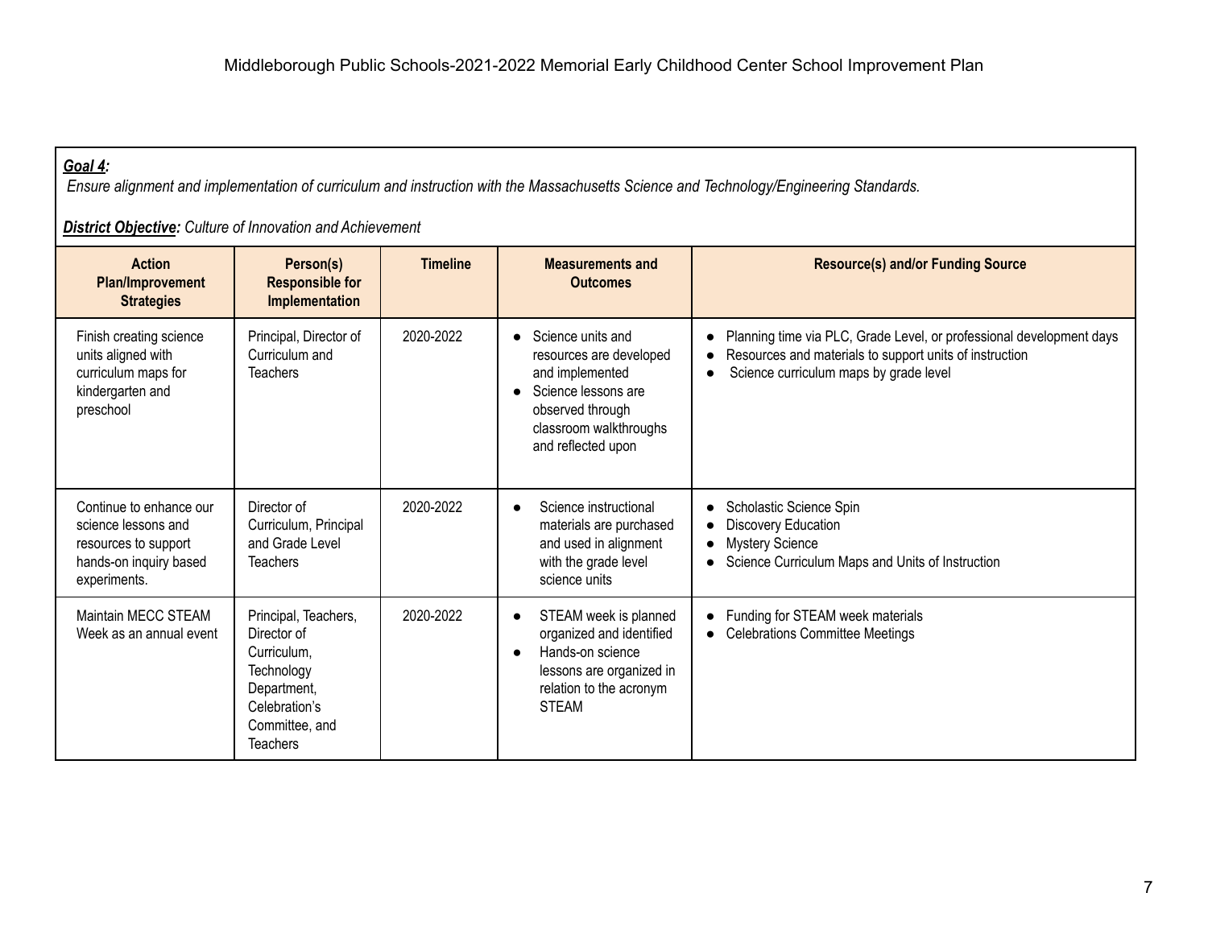# Middleborough Public Schools-2021-2022 Memorial Early Childhood Center School Improvement Plan

***Goal 4:***
*Ensure alignment and implementation of curriculum and instruction with the Massachusetts Science and Technology/Engineering Standards.*

***District Objective:*** *Culture of Innovation and Achievement*

| Action Plan/Improvement Strategies | Person(s) Responsible for Implementation | Timeline | Measurements and Outcomes | Resource(s) and/or Funding Source |
|---|---|---|---|---|
| Finish creating science units aligned with curriculum maps for kindergarten and preschool | Principal, Director of Curriculum and Teachers | 2020-2022 | • Science units and resources are developed and implemented<br>• Science lessons are observed through classroom walkthroughs and reflected upon | • Planning time via PLC, Grade Level, or professional development days<br>• Resources and materials to support units of instruction<br>• Science curriculum maps by grade level |
| Continue to enhance our science lessons and resources to support hands-on inquiry based experiments. | Director of Curriculum, Principal and Grade Level Teachers | 2020-2022 | • Science instructional materials are purchased and used in alignment with the grade level science units | • Scholastic Science Spin<br>• Discovery Education<br>• Mystery Science<br>• Science Curriculum Maps and Units of Instruction |
| Maintain MECC STEAM Week as an annual event | Principal, Teachers, Director of Curriculum, Technology Department, Celebration's Committee, and Teachers | 2020-2022 | • STEAM week is planned organized and identified<br>• Hands-on science lessons are organized in relation to the acronym STEAM | • Funding for STEAM week materials<br>• Celebrations Committee Meetings |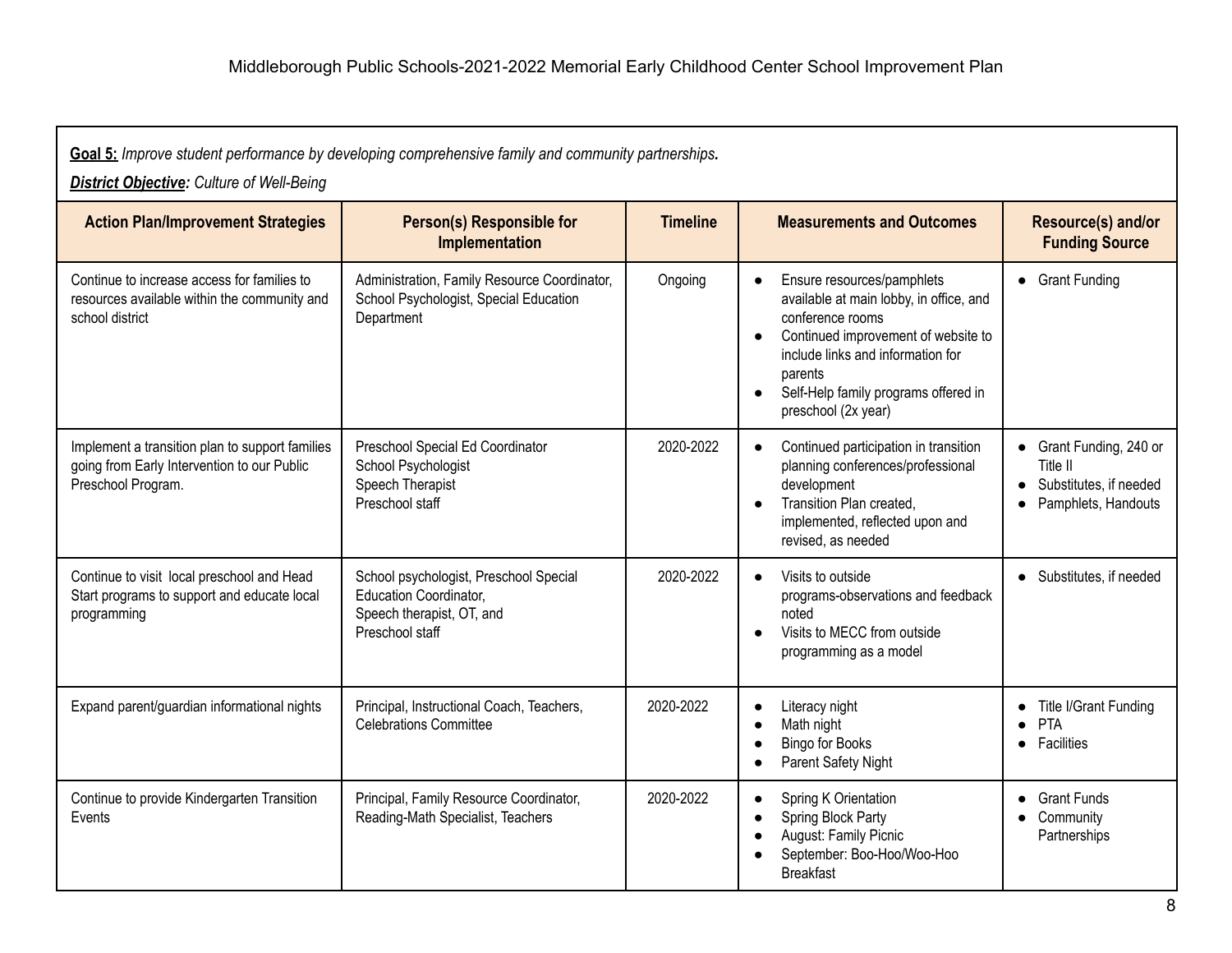Middleborough Public Schools-2021-2022 Memorial Early Childhood Center School Improvement Plan

**Goal 5:** *Improve student performance by developing comprehensive family and community partnerships.*

***District Objective**: Culture of Well-Being*

| Action Plan/Improvement Strategies | Person(s) Responsible for Implementation | Timeline | Measurements and Outcomes | Resource(s) and/or Funding Source |
|---|---|---|---|---|
| Continue to increase access for families to resources available within the community and school district | Administration, Family Resource Coordinator, School Psychologist, Special Education Department | Ongoing | • Ensure resources/pamphlets available at main lobby, in office, and conference rooms<br>• Continued improvement of website to include links and information for parents<br>• Self-Help family programs offered in preschool (2x year) | • Grant Funding |
| Implement a transition plan to support families going from Early Intervention to our Public Preschool Program. | Preschool Special Ed Coordinator<br>School Psychologist<br>Speech Therapist<br>Preschool staff | 2020-2022 | • Continued participation in transition planning conferences/professional development<br>• Transition Plan created, implemented, reflected upon and revised, as needed | • Grant Funding, 240 or Title II<br>• Substitutes, if needed<br>• Pamphlets, Handouts |
| Continue to visit local preschool and Head Start programs to support and educate local programming | School psychologist, Preschool Special Education Coordinator,<br>Speech therapist, OT, and<br>Preschool staff | 2020-2022 | • Visits to outside programs-observations and feedback noted<br>• Visits to MECC from outside programming as a model | • Substitutes, if needed |
| Expand parent/guardian informational nights | Principal, Instructional Coach, Teachers, Celebrations Committee | 2020-2022 | • Literacy night<br>• Math night<br>• Bingo for Books<br>• Parent Safety Night | • Title I/Grant Funding<br>• PTA<br>• Facilities |
| Continue to provide Kindergarten Transition Events | Principal, Family Resource Coordinator, Reading-Math Specialist, Teachers | 2020-2022 | • Spring K Orientation<br>• Spring Block Party<br>• August: Family Picnic<br>• September: Boo-Hoo/Woo-Hoo Breakfast | • Grant Funds<br>• Community Partnerships |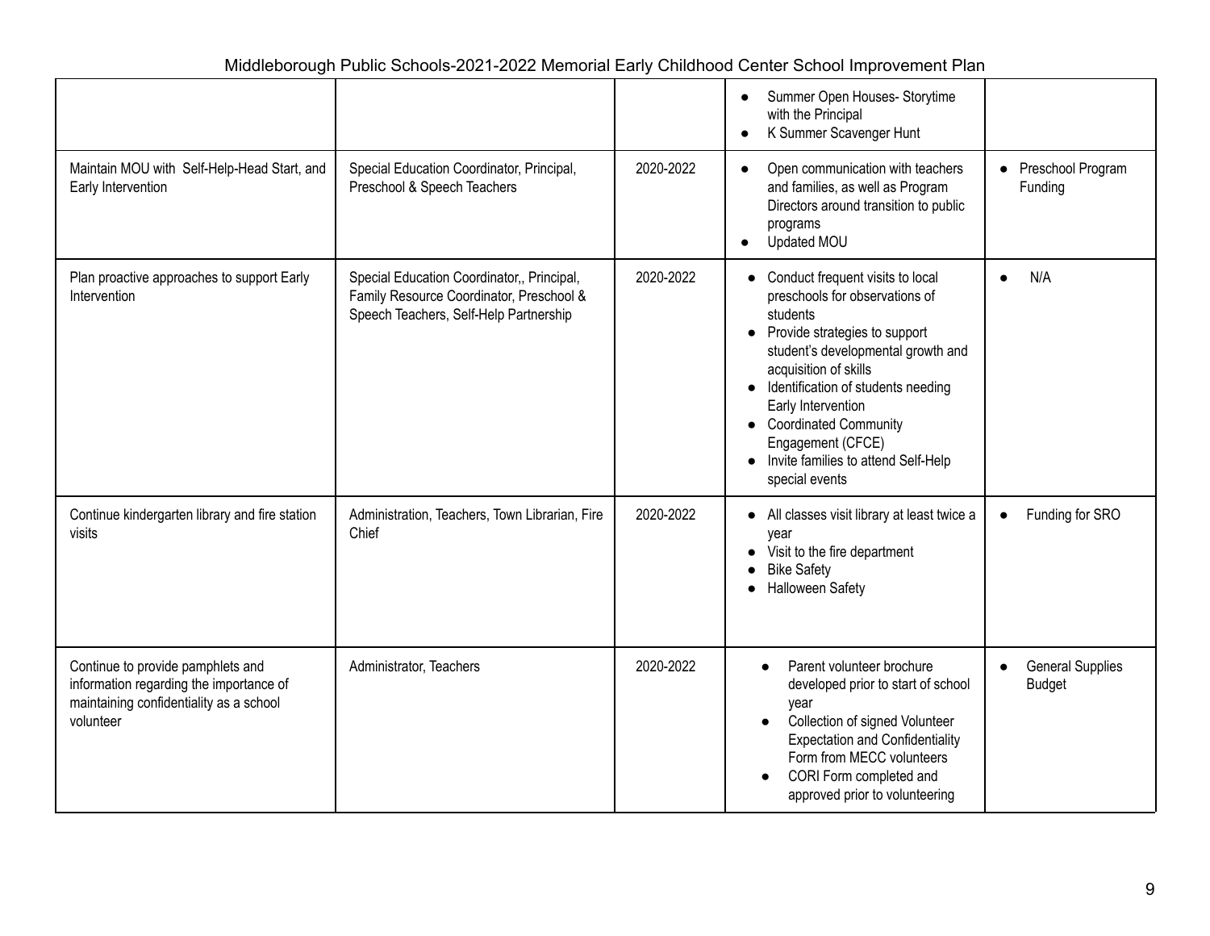Middleborough Public Schools-2021-2022 Memorial Early Childhood Center School Improvement Plan

| | | | | |
|---|---|---|---|---|
| | | | • Summer Open Houses- Storytime with the Principal<br>• K Summer Scavenger Hunt | |
| Maintain MOU with Self-Help-Head Start, and Early Intervention | Special Education Coordinator, Principal, Preschool & Speech Teachers | 2020-2022 | • Open communication with teachers and families, as well as Program Directors around transition to public programs<br>• Updated MOU | • Preschool Program Funding |
| Plan proactive approaches to support Early Intervention | Special Education Coordinator,, Principal, Family Resource Coordinator, Preschool & Speech Teachers, Self-Help Partnership | 2020-2022 | • Conduct frequent visits to local preschools for observations of students<br>• Provide strategies to support student's developmental growth and acquisition of skills<br>• Identification of students needing Early Intervention<br>• Coordinated Community Engagement (CFCE)<br>• Invite families to attend Self-Help special events | • N/A |
| Continue kindergarten library and fire station visits | Administration, Teachers, Town Librarian, Fire Chief | 2020-2022 | • All classes visit library at least twice a year<br>• Visit to the fire department<br>• Bike Safety<br>• Halloween Safety | • Funding for SRO |
| Continue to provide pamphlets and information regarding the importance of maintaining confidentiality as a school volunteer | Administrator, Teachers | 2020-2022 | • Parent volunteer brochure developed prior to start of school year<br>• Collection of signed Volunteer Expectation and Confidentiality Form from MECC volunteers<br>• CORI Form completed and approved prior to volunteering | • General Supplies Budget |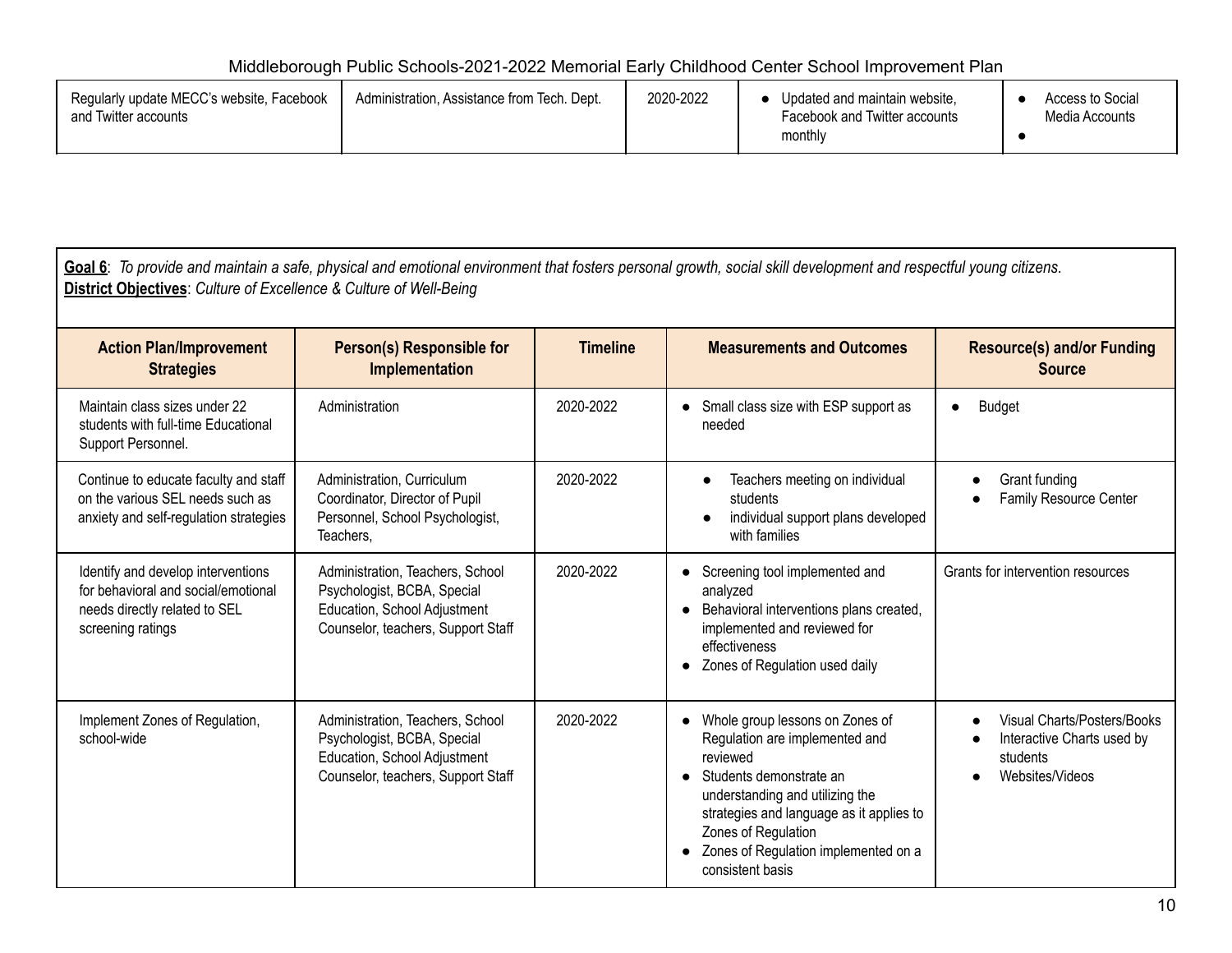| Regularly update MECC's website, Facebook and Twitter accounts | Administration, Assistance from Tech. Dept. | 2020-2022 | • Updated and maintain website, Facebook and Twitter accounts monthly | • Access to Social Media Accounts<br>• |
|---|---|---|---|---|

**Goal 6**: *To provide and maintain a safe, physical and emotional environment that fosters personal growth, social skill development and respectful young citizens.*
**District Objectives**: *Culture of Excellence & Culture of Well-Being*

| Action Plan/Improvement Strategies | Person(s) Responsible for Implementation | Timeline | Measurements and Outcomes | Resource(s) and/or Funding Source |
|---|---|---|---|---|
| Maintain class sizes under 22 students with full-time Educational Support Personnel. | Administration | 2020-2022 | • Small class size with ESP support as needed | • Budget |
| Continue to educate faculty and staff on the various SEL needs such as anxiety and self-regulation strategies | Administration, Curriculum Coordinator, Director of Pupil Personnel, School Psychologist, Teachers, | 2020-2022 | • Teachers meeting on individual students<br>• individual support plans developed with families | • Grant funding<br>• Family Resource Center |
| Identify and develop interventions for behavioral and social/emotional needs directly related to SEL screening ratings | Administration, Teachers, School Psychologist, BCBA, Special Education, School Adjustment Counselor, teachers, Support Staff | 2020-2022 | • Screening tool implemented and analyzed<br>• Behavioral interventions plans created, implemented and reviewed for effectiveness<br>• Zones of Regulation used daily | Grants for intervention resources |
| Implement Zones of Regulation, school-wide | Administration, Teachers, School Psychologist, BCBA, Special Education, School Adjustment Counselor, teachers, Support Staff | 2020-2022 | • Whole group lessons on Zones of Regulation are implemented and reviewed<br>• Students demonstrate an understanding and utilizing the strategies and language as it applies to Zones of Regulation<br>• Zones of Regulation implemented on a consistent basis | • Visual Charts/Posters/Books<br>• Interactive Charts used by students<br>• Websites/Videos |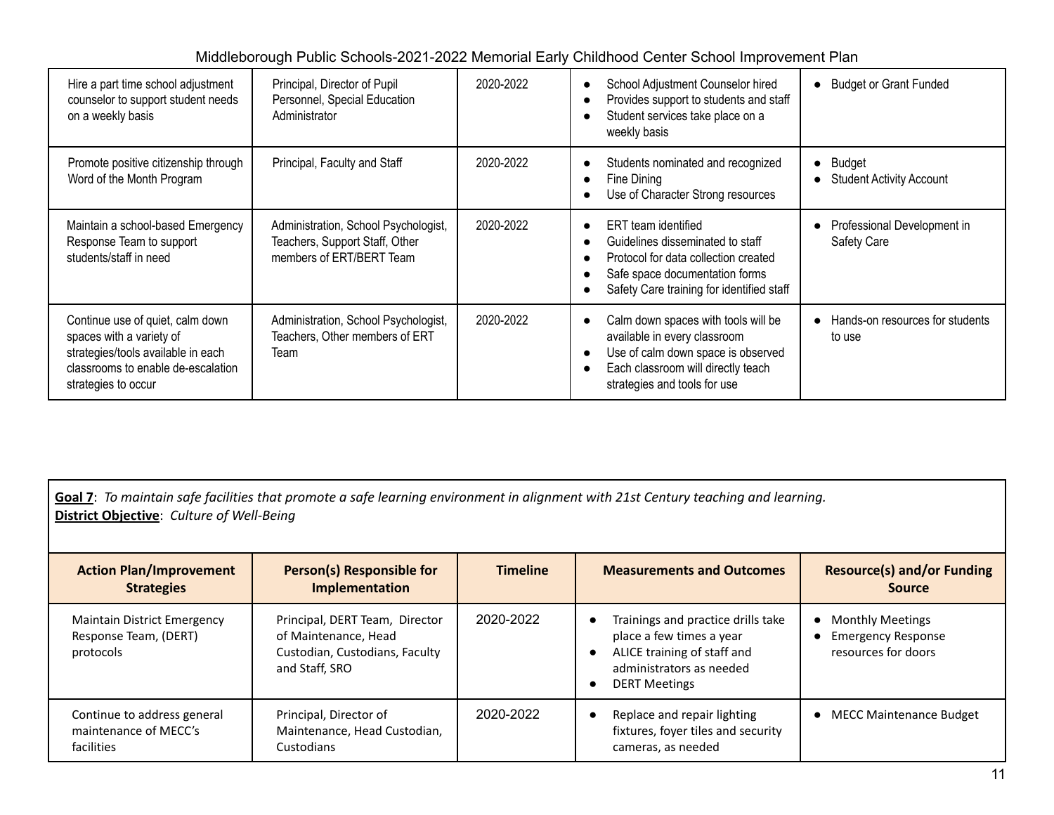| Hire a part time school adjustment counselor to support student needs on a weekly basis | Principal, Director of Pupil Personnel, Special Education Administrator | 2020-2022 | • School Adjustment Counselor hired<br>• Provides support to students and staff<br>• Student services take place on a weekly basis | • Budget or Grant Funded |
|---|---|---|---|---|
| Promote positive citizenship through Word of the Month Program | Principal, Faculty and Staff | 2020-2022 | • Students nominated and recognized<br>• Fine Dining<br>• Use of Character Strong resources | • Budget<br>• Student Activity Account |
| Maintain a school-based Emergency Response Team to support students/staff in need | Administration, School Psychologist, Teachers, Support Staff, Other members of ERT/BERT Team | 2020-2022 | • ERT team identified<br>• Guidelines disseminated to staff<br>• Protocol for data collection created<br>• Safe space documentation forms<br>• Safety Care training for identified staff | • Professional Development in Safety Care |
| Continue use of quiet, calm down spaces with a variety of strategies/tools available in each classrooms to enable de-escalation strategies to occur | Administration, School Psychologist, Teachers, Other members of ERT Team | 2020-2022 | • Calm down spaces with tools will be available in every classroom<br>• Use of calm down space is observed<br>• Each classroom will directly teach strategies and tools for use | • Hands-on resources for students to use |

**Goal 7**: *To maintain safe facilities that promote a safe learning environment in alignment with 21st Century teaching and learning.*
**District Objective**: *Culture of Well-Being*

| Action Plan/Improvement Strategies | Person(s) Responsible for Implementation | Timeline | Measurements and Outcomes | Resource(s) and/or Funding Source |
|---|---|---|---|---|
| Maintain District Emergency Response Team, (DERT) protocols | Principal, DERT Team, Director of Maintenance, Head Custodian, Custodians, Faculty and Staff, SRO | 2020-2022 | • Trainings and practice drills take place a few times a year<br>• ALICE training of staff and administrators as needed<br>• DERT Meetings | • Monthly Meetings<br>• Emergency Response resources for doors |
| Continue to address general maintenance of MECC's facilities | Principal, Director of Maintenance, Head Custodian, Custodians | 2020-2022 | • Replace and repair lighting fixtures, foyer tiles and security cameras, as needed | • MECC Maintenance Budget |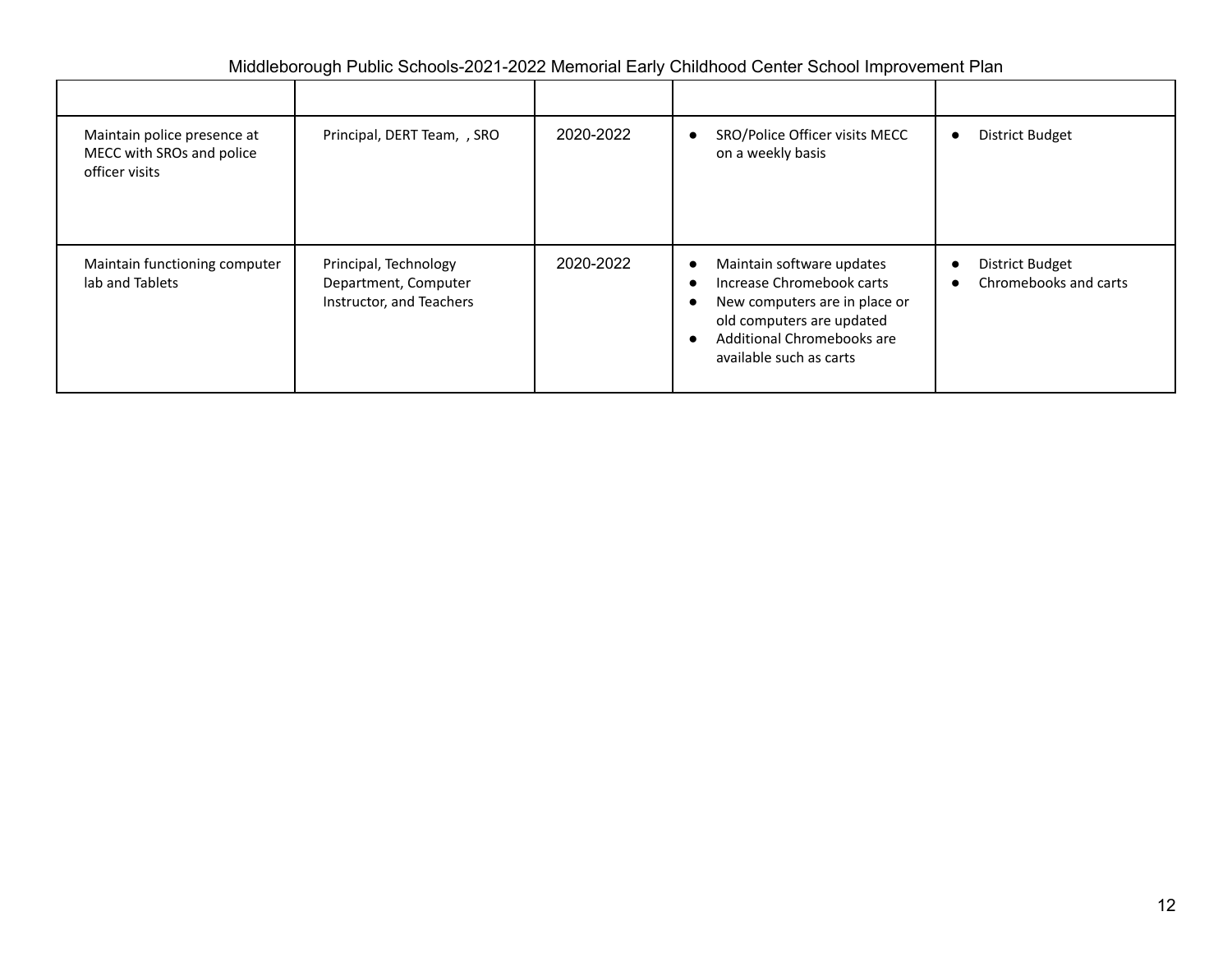| | | | | |
|---|---|---|---|---|
| Maintain police presence at MECC with SROs and police officer visits | Principal, DERT Team, , SRO | 2020-2022 | • SRO/Police Officer visits MECC on a weekly basis | • District Budget |
| Maintain functioning computer lab and Tablets | Principal, Technology Department, Computer Instructor, and Teachers | 2020-2022 | • Maintain software updates<br>• Increase Chromebook carts<br>• New computers are in place or old computers are updated<br>• Additional Chromebooks are available such as carts | • District Budget<br>• Chromebooks and carts |